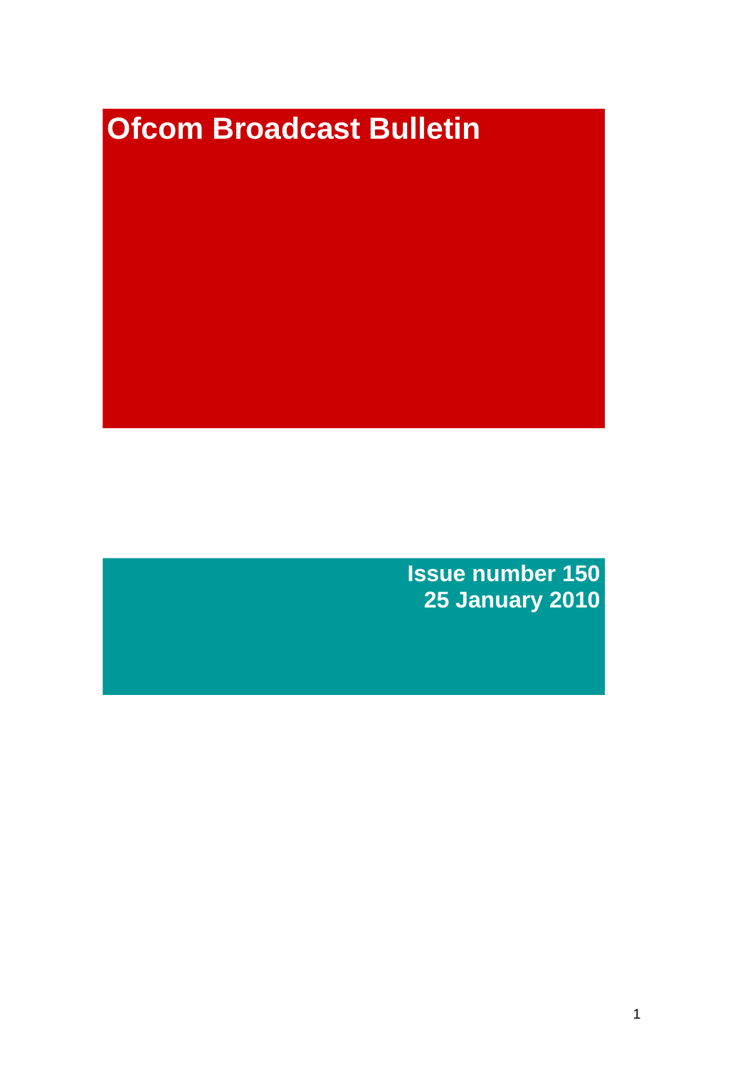# Ofcom Broadcast Bulletin

**Issue number 150**
**25 January 2010**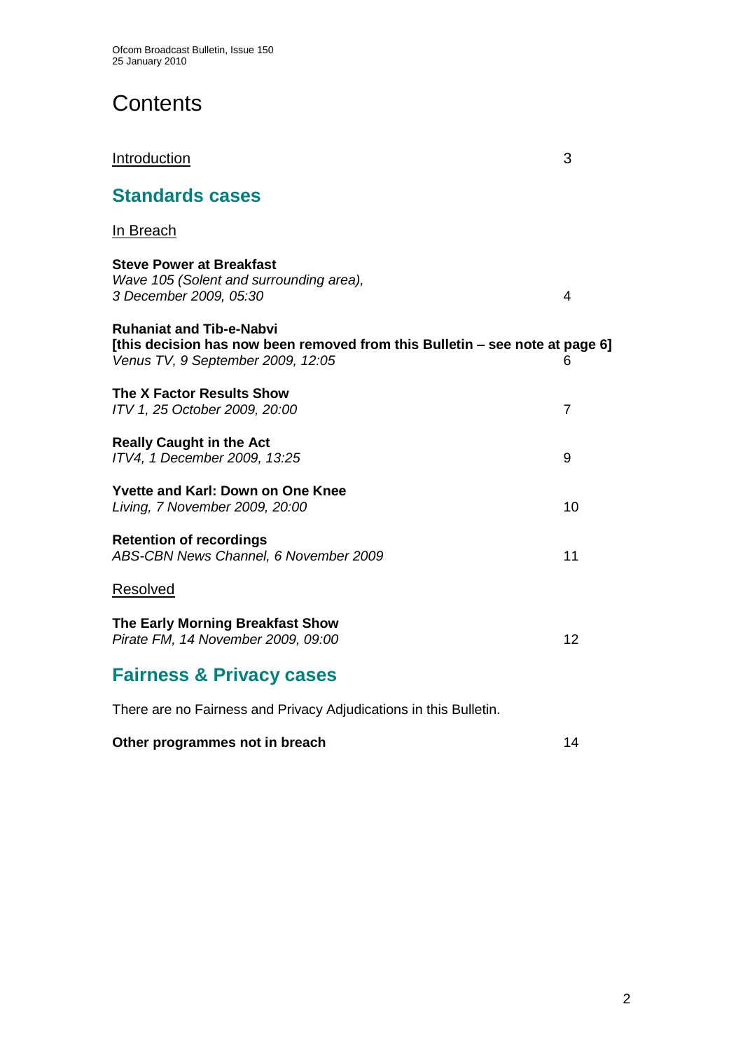# Contents

Introduction 3

## Standards cases

In Breach

**Steve Power at Breakfast**
*Wave 105 (Solent and surrounding area), 3 December 2009, 05:30* 4

**Ruhaniat and Tib-e-Nabvi**
**[this decision has now been removed from this Bulletin – see note at page 6]**
*Venus TV, 9 September 2009, 12:05* 6

**The X Factor Results Show**
*ITV 1, 25 October 2009, 20:00* 7

**Really Caught in the Act**
*ITV4, 1 December 2009, 13:25* 9

**Yvette and Karl: Down on One Knee**
*Living, 7 November 2009, 20:00* 10

**Retention of recordings**
*ABS-CBN News Channel, 6 November 2009* 11

Resolved

**The Early Morning Breakfast Show**
*Pirate FM, 14 November 2009, 09:00* 12

## Fairness & Privacy cases

There are no Fairness and Privacy Adjudications in this Bulletin.

**Other programmes not in breach** 14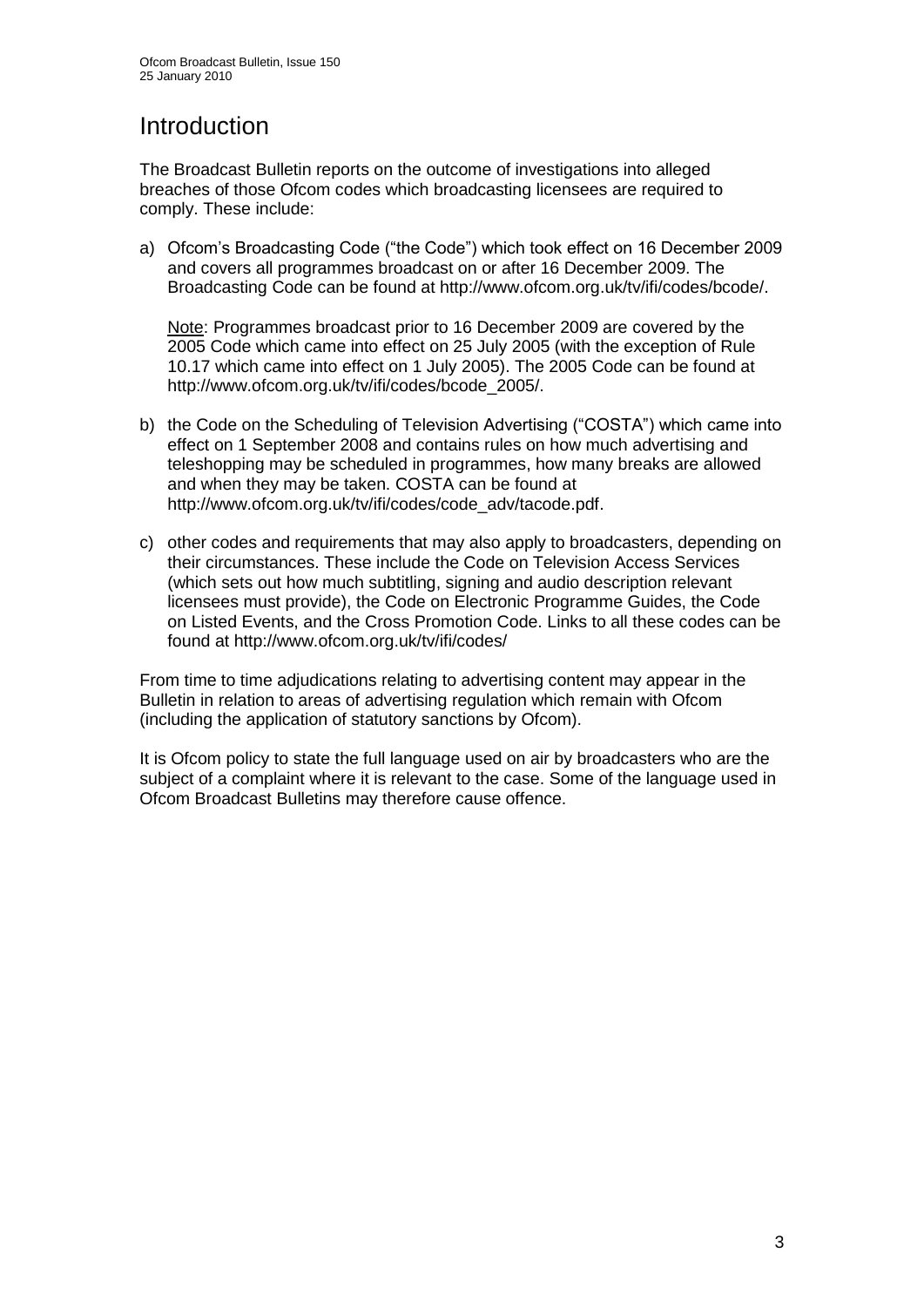# Introduction

The Broadcast Bulletin reports on the outcome of investigations into alleged breaches of those Ofcom codes which broadcasting licensees are required to comply. These include:

a) Ofcom's Broadcasting Code ("the Code") which took effect on 16 December 2009 and covers all programmes broadcast on or after 16 December 2009. The Broadcasting Code can be found at http://www.ofcom.org.uk/tv/ifi/codes/bcode/.

   Note: Programmes broadcast prior to 16 December 2009 are covered by the 2005 Code which came into effect on 25 July 2005 (with the exception of Rule 10.17 which came into effect on 1 July 2005). The 2005 Code can be found at http://www.ofcom.org.uk/tv/ifi/codes/bcode_2005/.

b) the Code on the Scheduling of Television Advertising ("COSTA") which came into effect on 1 September 2008 and contains rules on how much advertising and teleshopping may be scheduled in programmes, how many breaks are allowed and when they may be taken. COSTA can be found at http://www.ofcom.org.uk/tv/ifi/codes/code_adv/tacode.pdf.

c) other codes and requirements that may also apply to broadcasters, depending on their circumstances. These include the Code on Television Access Services (which sets out how much subtitling, signing and audio description relevant licensees must provide), the Code on Electronic Programme Guides, the Code on Listed Events, and the Cross Promotion Code. Links to all these codes can be found at http://www.ofcom.org.uk/tv/ifi/codes/

From time to time adjudications relating to advertising content may appear in the Bulletin in relation to areas of advertising regulation which remain with Ofcom (including the application of statutory sanctions by Ofcom).

It is Ofcom policy to state the full language used on air by broadcasters who are the subject of a complaint where it is relevant to the case. Some of the language used in Ofcom Broadcast Bulletins may therefore cause offence.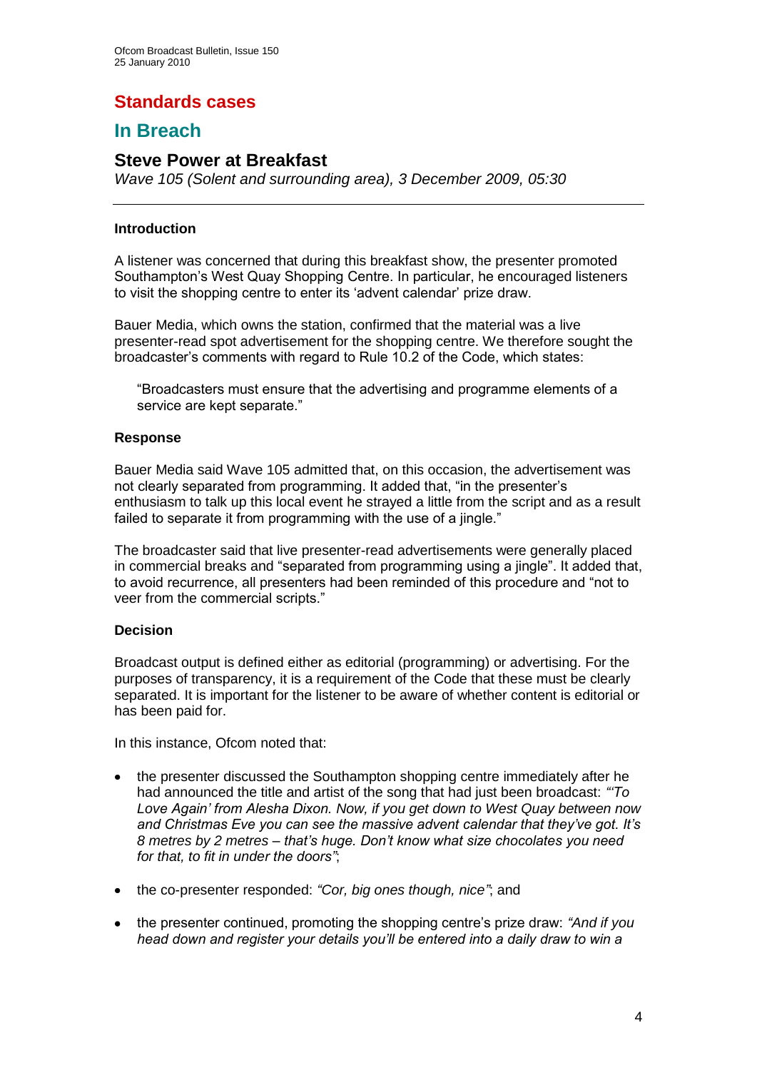# Standards cases

## In Breach

### Steve Power at Breakfast

*Wave 105 (Solent and surrounding area), 3 December 2009, 05:30*

---

#### Introduction

A listener was concerned that during this breakfast show, the presenter promoted Southampton's West Quay Shopping Centre. In particular, he encouraged listeners to visit the shopping centre to enter its 'advent calendar' prize draw.

Bauer Media, which owns the station, confirmed that the material was a live presenter-read spot advertisement for the shopping centre. We therefore sought the broadcaster's comments with regard to Rule 10.2 of the Code, which states:

> "Broadcasters must ensure that the advertising and programme elements of a service are kept separate."

#### Response

Bauer Media said Wave 105 admitted that, on this occasion, the advertisement was not clearly separated from programming. It added that, "in the presenter's enthusiasm to talk up this local event he strayed a little from the script and as a result failed to separate it from programming with the use of a jingle."

The broadcaster said that live presenter-read advertisements were generally placed in commercial breaks and "separated from programming using a jingle". It added that, to avoid recurrence, all presenters had been reminded of this procedure and "not to veer from the commercial scripts."

#### Decision

Broadcast output is defined either as editorial (programming) or advertising. For the purposes of transparency, it is a requirement of the Code that these must be clearly separated. It is important for the listener to be aware of whether content is editorial or has been paid for.

In this instance, Ofcom noted that:

- the presenter discussed the Southampton shopping centre immediately after he had announced the title and artist of the song that had just been broadcast: *"'To Love Again' from Alesha Dixon. Now, if you get down to West Quay between now and Christmas Eve you can see the massive advent calendar that they've got. It's 8 metres by 2 metres – that's huge. Don't know what size chocolates you need for that, to fit in under the doors"*;
- the co-presenter responded: *"Cor, big ones though, nice"*; and
- the presenter continued, promoting the shopping centre's prize draw: *"And if you head down and register your details you'll be entered into a daily draw to win a*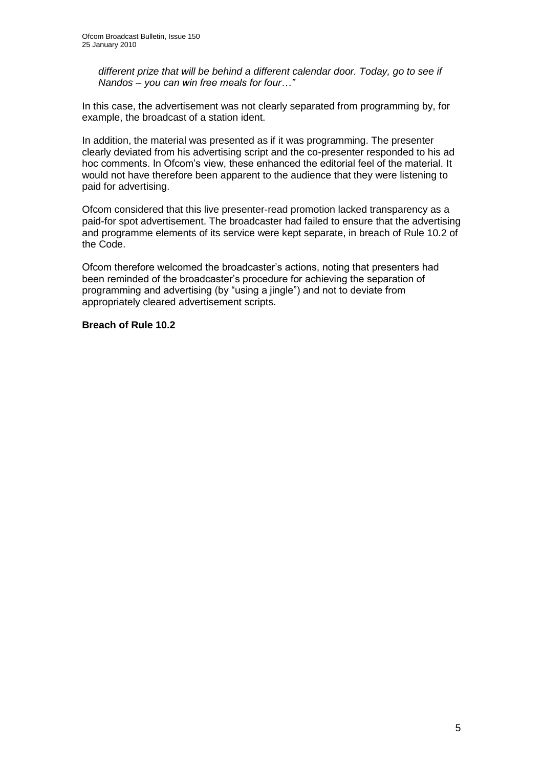*different prize that will be behind a different calendar door. Today, go to see if Nandos – you can win free meals for four…"*

In this case, the advertisement was not clearly separated from programming by, for example, the broadcast of a station ident.

In addition, the material was presented as if it was programming. The presenter clearly deviated from his advertising script and the co-presenter responded to his ad hoc comments. In Ofcom's view, these enhanced the editorial feel of the material. It would not have therefore been apparent to the audience that they were listening to paid for advertising.

Ofcom considered that this live presenter-read promotion lacked transparency as a paid-for spot advertisement. The broadcaster had failed to ensure that the advertising and programme elements of its service were kept separate, in breach of Rule 10.2 of the Code.

Ofcom therefore welcomed the broadcaster's actions, noting that presenters had been reminded of the broadcaster's procedure for achieving the separation of programming and advertising (by "using a jingle") and not to deviate from appropriately cleared advertisement scripts.

**Breach of Rule 10.2**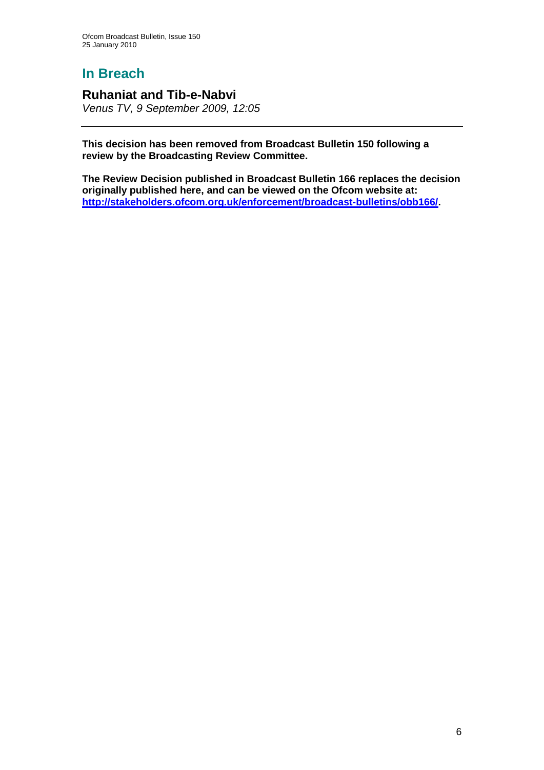## In Breach

### Ruhaniat and Tib-e-Nabvi

*Venus TV, 9 September 2009, 12:05*

---

**This decision has been removed from Broadcast Bulletin 150 following a review by the Broadcasting Review Committee.**

**The Review Decision published in Broadcast Bulletin 166 replaces the decision originally published here, and can be viewed on the Ofcom website at: [http://stakeholders.ofcom.org.uk/enforcement/broadcast-bulletins/obb166/](http://stakeholders.ofcom.org.uk/enforcement/broadcast-bulletins/obb166/).**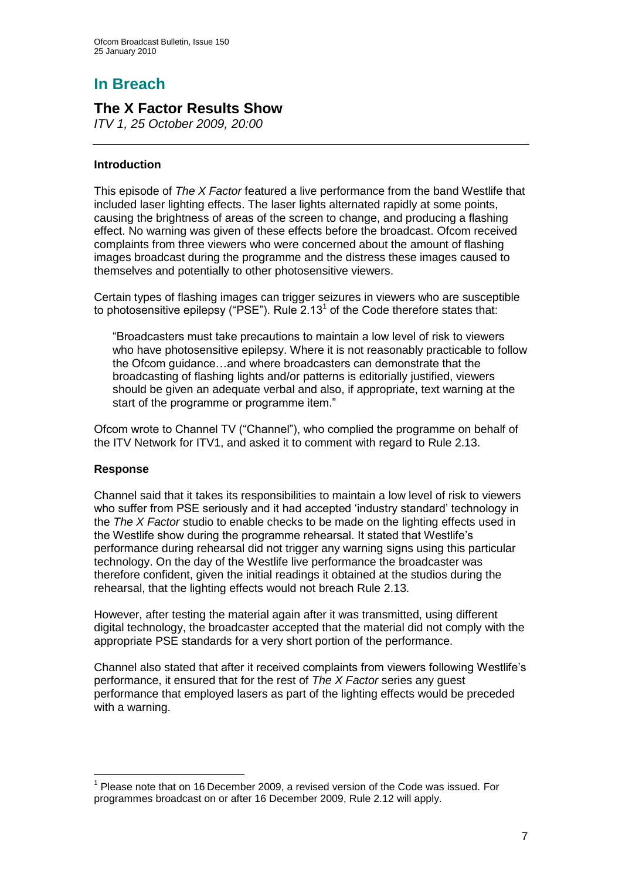# In Breach

## The X Factor Results Show

*ITV 1, 25 October 2009, 20:00*

---

### Introduction

This episode of *The X Factor* featured a live performance from the band Westlife that included laser lighting effects. The laser lights alternated rapidly at some points, causing the brightness of areas of the screen to change, and producing a flashing effect. No warning was given of these effects before the broadcast. Ofcom received complaints from three viewers who were concerned about the amount of flashing images broadcast during the programme and the distress these images caused to themselves and potentially to other photosensitive viewers.

Certain types of flashing images can trigger seizures in viewers who are susceptible to photosensitive epilepsy ("PSE"). Rule 2.13[1] of the Code therefore states that:

> "Broadcasters must take precautions to maintain a low level of risk to viewers who have photosensitive epilepsy. Where it is not reasonably practicable to follow the Ofcom guidance…and where broadcasters can demonstrate that the broadcasting of flashing lights and/or patterns is editorially justified, viewers should be given an adequate verbal and also, if appropriate, text warning at the start of the programme or programme item."

Ofcom wrote to Channel TV ("Channel"), who complied the programme on behalf of the ITV Network for ITV1, and asked it to comment with regard to Rule 2.13.

### Response

Channel said that it takes its responsibilities to maintain a low level of risk to viewers who suffer from PSE seriously and it had accepted 'industry standard' technology in the *The X Factor* studio to enable checks to be made on the lighting effects used in the Westlife show during the programme rehearsal. It stated that Westlife's performance during rehearsal did not trigger any warning signs using this particular technology. On the day of the Westlife live performance the broadcaster was therefore confident, given the initial readings it obtained at the studios during the rehearsal, that the lighting effects would not breach Rule 2.13.

However, after testing the material again after it was transmitted, using different digital technology, the broadcaster accepted that the material did not comply with the appropriate PSE standards for a very short portion of the performance.

Channel also stated that after it received complaints from viewers following Westlife's performance, it ensured that for the rest of *The X Factor* series any guest performance that employed lasers as part of the lighting effects would be preceded with a warning.

---

[1] Please note that on 16 December 2009, a revised version of the Code was issued. For programmes broadcast on or after 16 December 2009, Rule 2.12 will apply.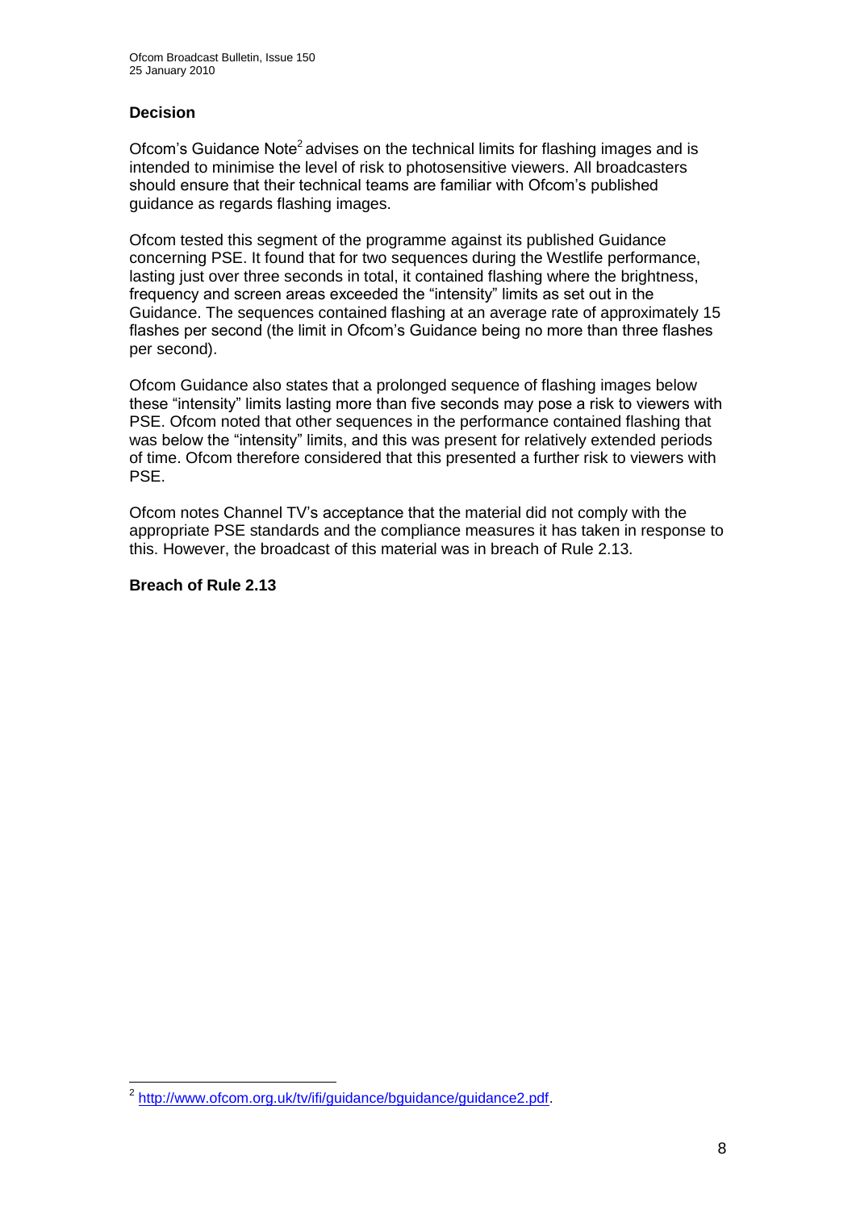### Decision

Ofcom's Guidance Note[2] advises on the technical limits for flashing images and is intended to minimise the level of risk to photosensitive viewers. All broadcasters should ensure that their technical teams are familiar with Ofcom's published guidance as regards flashing images.

Ofcom tested this segment of the programme against its published Guidance concerning PSE. It found that for two sequences during the Westlife performance, lasting just over three seconds in total, it contained flashing where the brightness, frequency and screen areas exceeded the "intensity" limits as set out in the Guidance. The sequences contained flashing at an average rate of approximately 15 flashes per second (the limit in Ofcom's Guidance being no more than three flashes per second).

Ofcom Guidance also states that a prolonged sequence of flashing images below these "intensity" limits lasting more than five seconds may pose a risk to viewers with PSE. Ofcom noted that other sequences in the performance contained flashing that was below the "intensity" limits, and this was present for relatively extended periods of time. Ofcom therefore considered that this presented a further risk to viewers with PSE.

Ofcom notes Channel TV's acceptance that the material did not comply with the appropriate PSE standards and the compliance measures it has taken in response to this. However, the broadcast of this material was in breach of Rule 2.13.

**Breach of Rule 2.13**

---

[2] http://www.ofcom.org.uk/tv/ifi/guidance/bguidance/guidance2.pdf.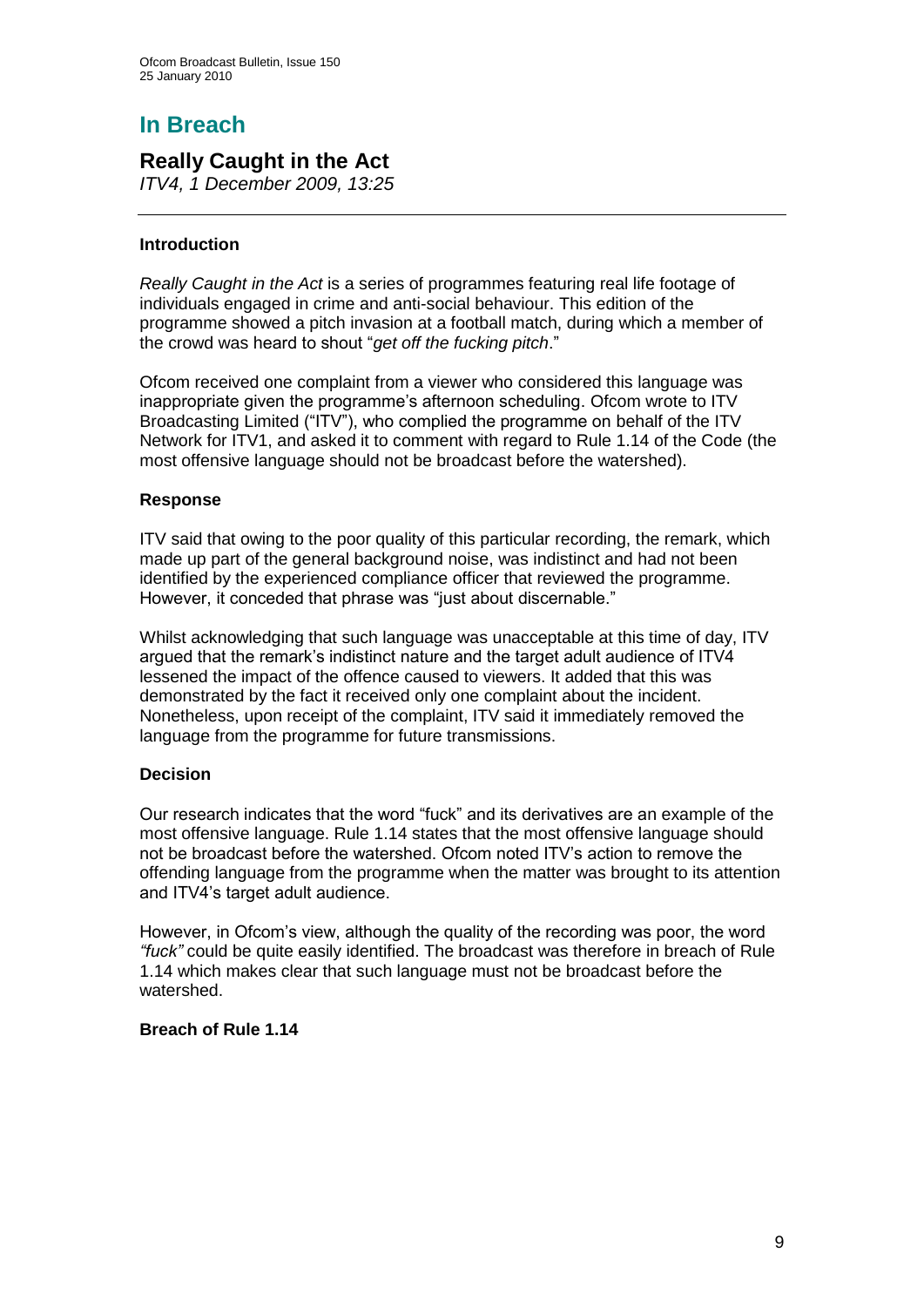# In Breach

## Really Caught in the Act

*ITV4, 1 December 2009, 13:25*

### Introduction

*Really Caught in the Act* is a series of programmes featuring real life footage of individuals engaged in crime and anti-social behaviour. This edition of the programme showed a pitch invasion at a football match, during which a member of the crowd was heard to shout "*get off the fucking pitch*."

Ofcom received one complaint from a viewer who considered this language was inappropriate given the programme's afternoon scheduling. Ofcom wrote to ITV Broadcasting Limited ("ITV"), who complied the programme on behalf of the ITV Network for ITV1, and asked it to comment with regard to Rule 1.14 of the Code (the most offensive language should not be broadcast before the watershed).

### Response

ITV said that owing to the poor quality of this particular recording, the remark, which made up part of the general background noise, was indistinct and had not been identified by the experienced compliance officer that reviewed the programme. However, it conceded that phrase was "just about discernable."

Whilst acknowledging that such language was unacceptable at this time of day, ITV argued that the remark's indistinct nature and the target adult audience of ITV4 lessened the impact of the offence caused to viewers. It added that this was demonstrated by the fact it received only one complaint about the incident. Nonetheless, upon receipt of the complaint, ITV said it immediately removed the language from the programme for future transmissions.

### Decision

Our research indicates that the word "fuck" and its derivatives are an example of the most offensive language. Rule 1.14 states that the most offensive language should not be broadcast before the watershed. Ofcom noted ITV's action to remove the offending language from the programme when the matter was brought to its attention and ITV4's target adult audience.

However, in Ofcom's view, although the quality of the recording was poor, the word *"fuck"* could be quite easily identified. The broadcast was therefore in breach of Rule 1.14 which makes clear that such language must not be broadcast before the watershed.

**Breach of Rule 1.14**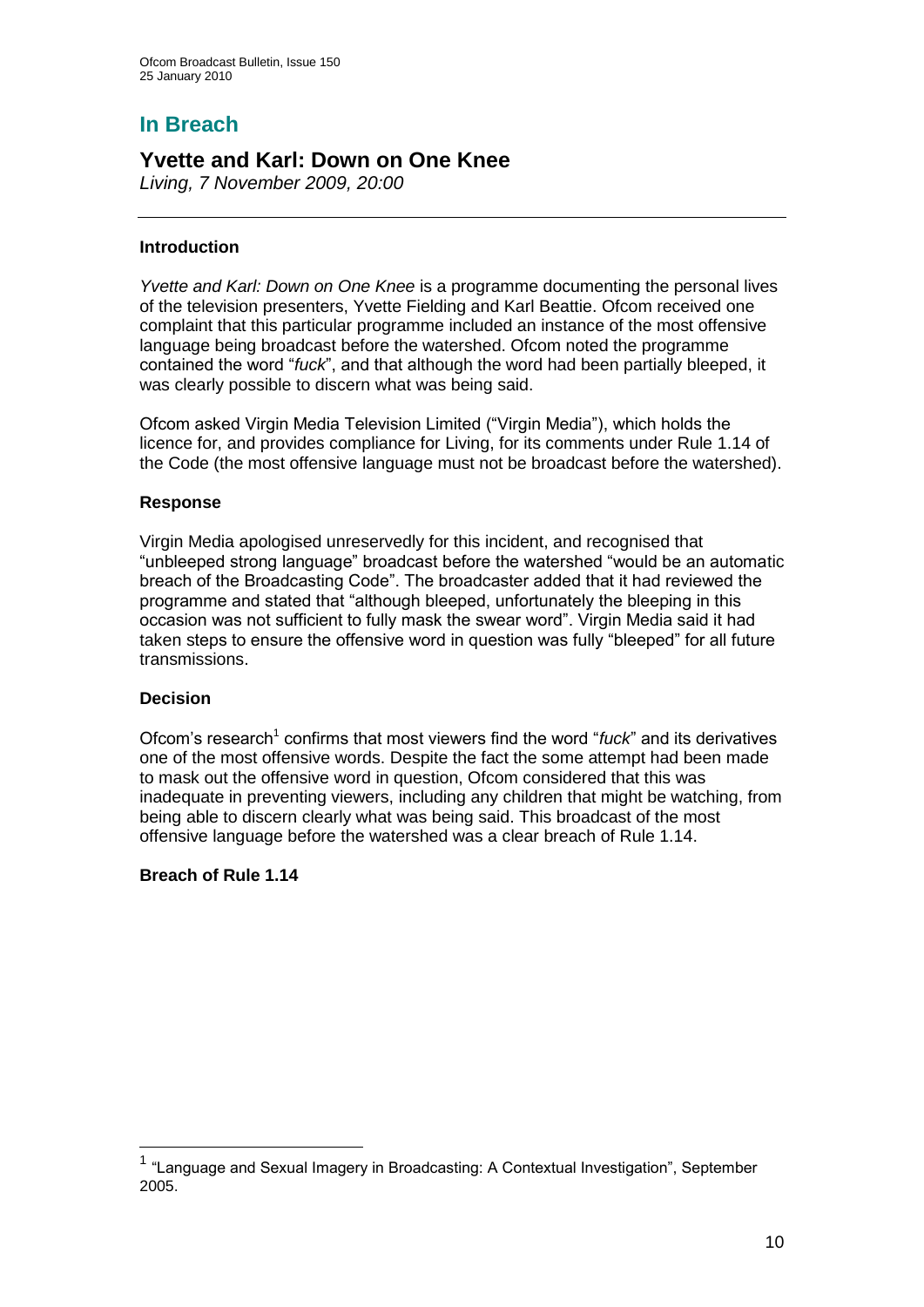# In Breach

## Yvette and Karl: Down on One Knee

*Living, 7 November 2009, 20:00*

---

### Introduction

*Yvette and Karl: Down on One Knee* is a programme documenting the personal lives of the television presenters, Yvette Fielding and Karl Beattie. Ofcom received one complaint that this particular programme included an instance of the most offensive language being broadcast before the watershed. Ofcom noted the programme contained the word "*fuck*", and that although the word had been partially bleeped, it was clearly possible to discern what was being said.

Ofcom asked Virgin Media Television Limited ("Virgin Media"), which holds the licence for, and provides compliance for Living, for its comments under Rule 1.14 of the Code (the most offensive language must not be broadcast before the watershed).

### Response

Virgin Media apologised unreservedly for this incident, and recognised that "unbleeped strong language" broadcast before the watershed "would be an automatic breach of the Broadcasting Code". The broadcaster added that it had reviewed the programme and stated that "although bleeped, unfortunately the bleeping in this occasion was not sufficient to fully mask the swear word". Virgin Media said it had taken steps to ensure the offensive word in question was fully "bleeped" for all future transmissions.

### Decision

Ofcom's research[1] confirms that most viewers find the word "*fuck*" and its derivatives one of the most offensive words. Despite the fact the some attempt had been made to mask out the offensive word in question, Ofcom considered that this was inadequate in preventing viewers, including any children that might be watching, from being able to discern clearly what was being said. This broadcast of the most offensive language before the watershed was a clear breach of Rule 1.14.

### Breach of Rule 1.14

---

[1] "Language and Sexual Imagery in Broadcasting: A Contextual Investigation", September 2005.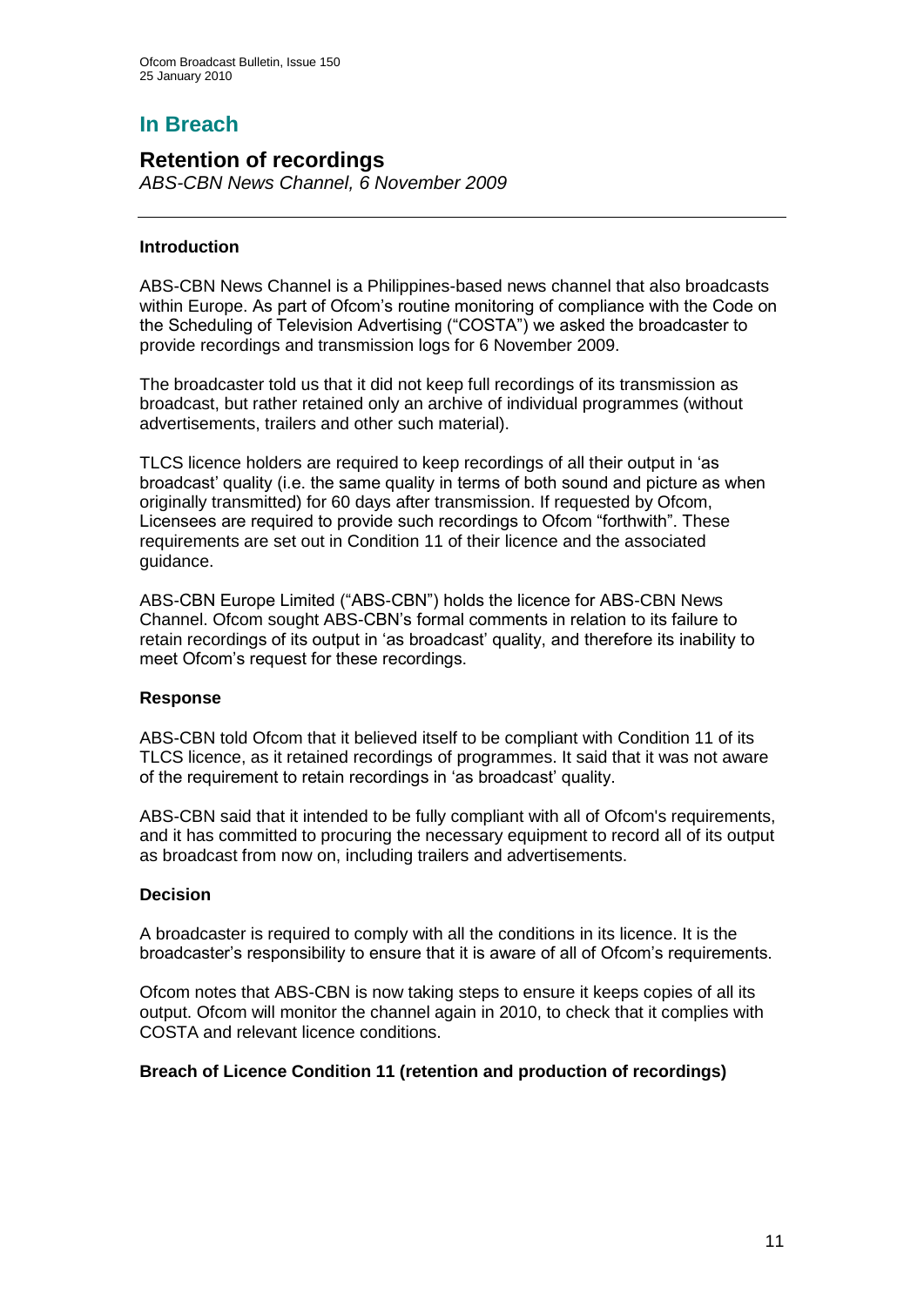# In Breach

## Retention of recordings

*ABS-CBN News Channel, 6 November 2009*

---

### Introduction

ABS-CBN News Channel is a Philippines-based news channel that also broadcasts within Europe. As part of Ofcom's routine monitoring of compliance with the Code on the Scheduling of Television Advertising ("COSTA") we asked the broadcaster to provide recordings and transmission logs for 6 November 2009.

The broadcaster told us that it did not keep full recordings of its transmission as broadcast, but rather retained only an archive of individual programmes (without advertisements, trailers and other such material).

TLCS licence holders are required to keep recordings of all their output in 'as broadcast' quality (i.e. the same quality in terms of both sound and picture as when originally transmitted) for 60 days after transmission. If requested by Ofcom, Licensees are required to provide such recordings to Ofcom "forthwith". These requirements are set out in Condition 11 of their licence and the associated guidance.

ABS-CBN Europe Limited ("ABS-CBN") holds the licence for ABS-CBN News Channel. Ofcom sought ABS-CBN's formal comments in relation to its failure to retain recordings of its output in 'as broadcast' quality, and therefore its inability to meet Ofcom's request for these recordings.

### Response

ABS-CBN told Ofcom that it believed itself to be compliant with Condition 11 of its TLCS licence, as it retained recordings of programmes. It said that it was not aware of the requirement to retain recordings in 'as broadcast' quality.

ABS-CBN said that it intended to be fully compliant with all of Ofcom's requirements, and it has committed to procuring the necessary equipment to record all of its output as broadcast from now on, including trailers and advertisements.

### Decision

A broadcaster is required to comply with all the conditions in its licence. It is the broadcaster's responsibility to ensure that it is aware of all of Ofcom's requirements.

Ofcom notes that ABS-CBN is now taking steps to ensure it keeps copies of all its output. Ofcom will monitor the channel again in 2010, to check that it complies with COSTA and relevant licence conditions.

**Breach of Licence Condition 11 (retention and production of recordings)**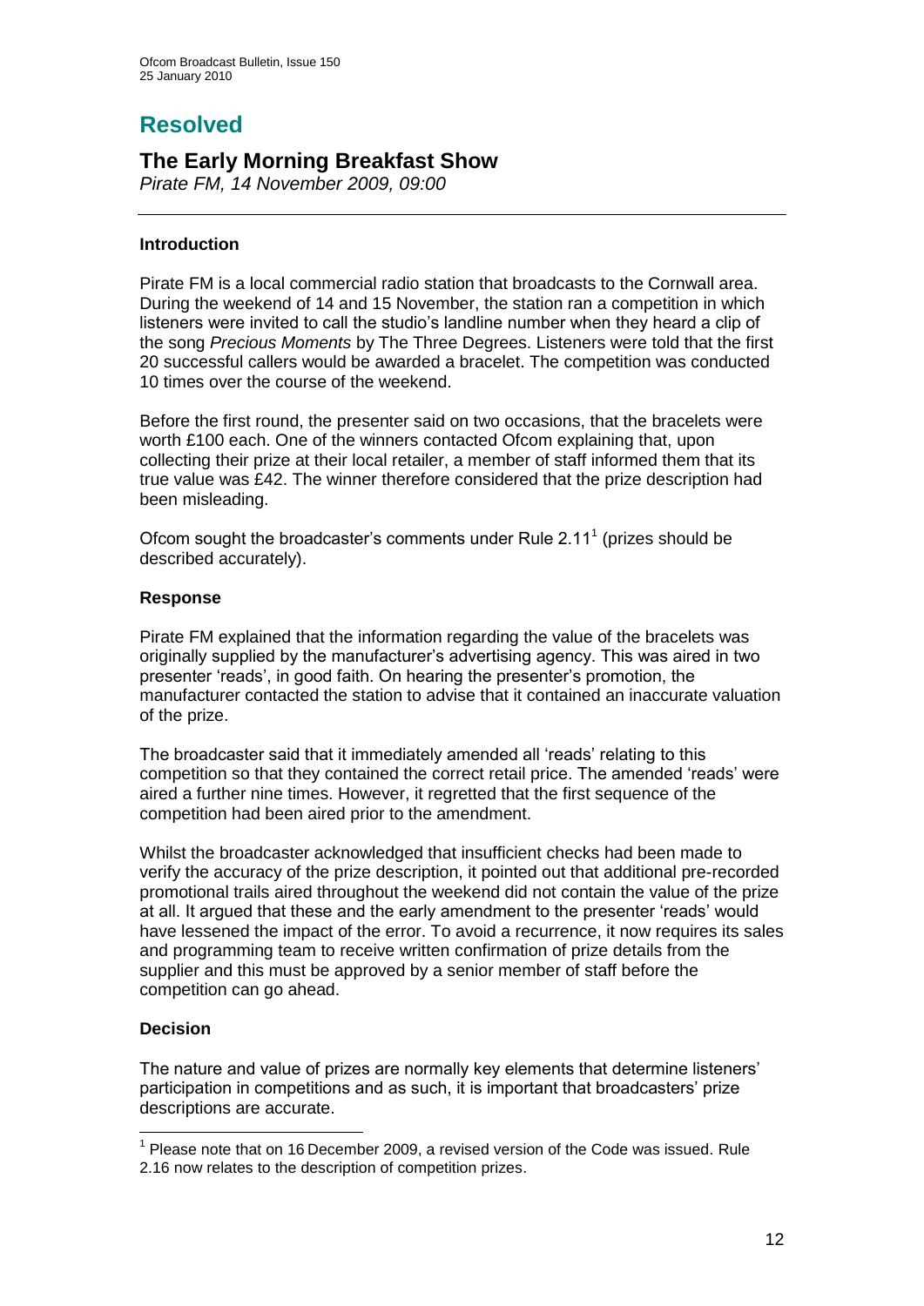# Resolved

## The Early Morning Breakfast Show

*Pirate FM, 14 November 2009, 09:00*

### Introduction

Pirate FM is a local commercial radio station that broadcasts to the Cornwall area. During the weekend of 14 and 15 November, the station ran a competition in which listeners were invited to call the studio's landline number when they heard a clip of the song *Precious Moments* by The Three Degrees. Listeners were told that the first 20 successful callers would be awarded a bracelet. The competition was conducted 10 times over the course of the weekend.

Before the first round, the presenter said on two occasions, that the bracelets were worth £100 each. One of the winners contacted Ofcom explaining that, upon collecting their prize at their local retailer, a member of staff informed them that its true value was £42. The winner therefore considered that the prize description had been misleading.

Ofcom sought the broadcaster's comments under Rule 2.11[1] (prizes should be described accurately).

### Response

Pirate FM explained that the information regarding the value of the bracelets was originally supplied by the manufacturer's advertising agency. This was aired in two presenter 'reads', in good faith. On hearing the presenter's promotion, the manufacturer contacted the station to advise that it contained an inaccurate valuation of the prize.

The broadcaster said that it immediately amended all 'reads' relating to this competition so that they contained the correct retail price. The amended 'reads' were aired a further nine times. However, it regretted that the first sequence of the competition had been aired prior to the amendment.

Whilst the broadcaster acknowledged that insufficient checks had been made to verify the accuracy of the prize description, it pointed out that additional pre-recorded promotional trails aired throughout the weekend did not contain the value of the prize at all. It argued that these and the early amendment to the presenter 'reads' would have lessened the impact of the error. To avoid a recurrence, it now requires its sales and programming team to receive written confirmation of prize details from the supplier and this must be approved by a senior member of staff before the competition can go ahead.

### Decision

The nature and value of prizes are normally key elements that determine listeners' participation in competitions and as such, it is important that broadcasters' prize descriptions are accurate.

[1] Please note that on 16 December 2009, a revised version of the Code was issued. Rule 2.16 now relates to the description of competition prizes.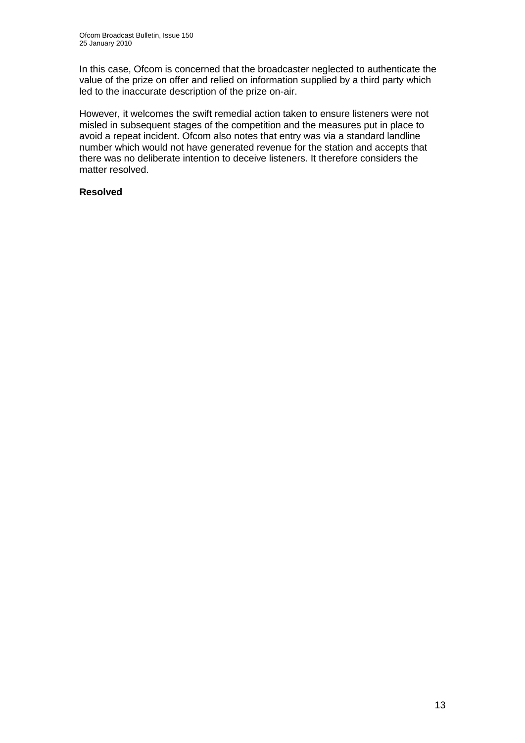In this case, Ofcom is concerned that the broadcaster neglected to authenticate the value of the prize on offer and relied on information supplied by a third party which led to the inaccurate description of the prize on-air.

However, it welcomes the swift remedial action taken to ensure listeners were not misled in subsequent stages of the competition and the measures put in place to avoid a repeat incident. Ofcom also notes that entry was via a standard landline number which would not have generated revenue for the station and accepts that there was no deliberate intention to deceive listeners. It therefore considers the matter resolved.

**Resolved**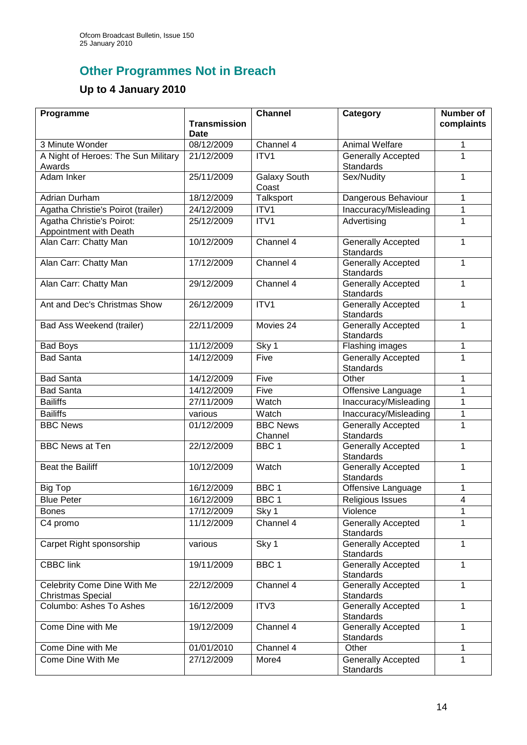## Other Programmes Not in Breach

### Up to 4 January 2010

| Programme | Transmission Date | Channel | Category | Number of complaints |
|---|---|---|---|---|
| 3 Minute Wonder | 08/12/2009 | Channel 4 | Animal Welfare | 1 |
| A Night of Heroes: The Sun Military Awards | 21/12/2009 | ITV1 | Generally Accepted Standards | 1 |
| Adam Inker | 25/11/2009 | Galaxy South Coast | Sex/Nudity | 1 |
| Adrian Durham | 18/12/2009 | Talksport | Dangerous Behaviour | 1 |
| Agatha Christie's Poirot (trailer) | 24/12/2009 | ITV1 | Inaccuracy/Misleading | 1 |
| Agatha Christie's Poirot: Appointment with Death | 25/12/2009 | ITV1 | Advertising | 1 |
| Alan Carr: Chatty Man | 10/12/2009 | Channel 4 | Generally Accepted Standards | 1 |
| Alan Carr: Chatty Man | 17/12/2009 | Channel 4 | Generally Accepted Standards | 1 |
| Alan Carr: Chatty Man | 29/12/2009 | Channel 4 | Generally Accepted Standards | 1 |
| Ant and Dec's Christmas Show | 26/12/2009 | ITV1 | Generally Accepted Standards | 1 |
| Bad Ass Weekend (trailer) | 22/11/2009 | Movies 24 | Generally Accepted Standards | 1 |
| Bad Boys | 11/12/2009 | Sky 1 | Flashing images | 1 |
| Bad Santa | 14/12/2009 | Five | Generally Accepted Standards | 1 |
| Bad Santa | 14/12/2009 | Five | Other | 1 |
| Bad Santa | 14/12/2009 | Five | Offensive Language | 1 |
| Bailiffs | 27/11/2009 | Watch | Inaccuracy/Misleading | 1 |
| Bailiffs | various | Watch | Inaccuracy/Misleading | 1 |
| BBC News | 01/12/2009 | BBC News Channel | Generally Accepted Standards | 1 |
| BBC News at Ten | 22/12/2009 | BBC 1 | Generally Accepted Standards | 1 |
| Beat the Bailiff | 10/12/2009 | Watch | Generally Accepted Standards | 1 |
| Big Top | 16/12/2009 | BBC 1 | Offensive Language | 1 |
| Blue Peter | 16/12/2009 | BBC 1 | Religious Issues | 4 |
| Bones | 17/12/2009 | Sky 1 | Violence | 1 |
| C4 promo | 11/12/2009 | Channel 4 | Generally Accepted Standards | 1 |
| Carpet Right sponsorship | various | Sky 1 | Generally Accepted Standards | 1 |
| CBBC link | 19/11/2009 | BBC 1 | Generally Accepted Standards | 1 |
| Celebrity Come Dine With Me Christmas Special | 22/12/2009 | Channel 4 | Generally Accepted Standards | 1 |
| Columbo: Ashes To Ashes | 16/12/2009 | ITV3 | Generally Accepted Standards | 1 |
| Come Dine with Me | 19/12/2009 | Channel 4 | Generally Accepted Standards | 1 |
| Come Dine with Me | 01/01/2010 | Channel 4 | Other | 1 |
| Come Dine With Me | 27/12/2009 | More4 | Generally Accepted Standards | 1 |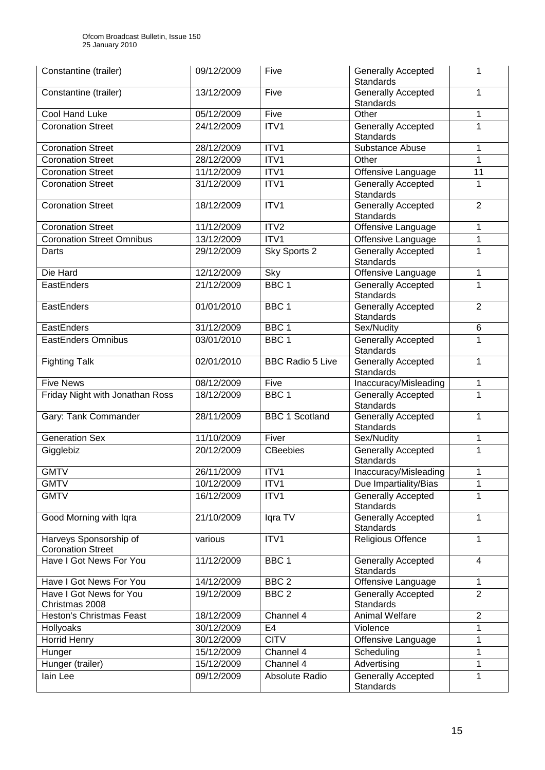| Constantine (trailer) | 09/12/2009 | Five | Generally Accepted Standards | 1 |
|---|---|---|---|---|
| Constantine (trailer) | 13/12/2009 | Five | Generally Accepted Standards | 1 |
| Cool Hand Luke | 05/12/2009 | Five | Other | 1 |
| Coronation Street | 24/12/2009 | ITV1 | Generally Accepted Standards | 1 |
| Coronation Street | 28/12/2009 | ITV1 | Substance Abuse | 1 |
| Coronation Street | 28/12/2009 | ITV1 | Other | 1 |
| Coronation Street | 11/12/2009 | ITV1 | Offensive Language | 11 |
| Coronation Street | 31/12/2009 | ITV1 | Generally Accepted Standards | 1 |
| Coronation Street | 18/12/2009 | ITV1 | Generally Accepted Standards | 2 |
| Coronation Street | 11/12/2009 | ITV2 | Offensive Language | 1 |
| Coronation Street Omnibus | 13/12/2009 | ITV1 | Offensive Language | 1 |
| Darts | 29/12/2009 | Sky Sports 2 | Generally Accepted Standards | 1 |
| Die Hard | 12/12/2009 | Sky | Offensive Language | 1 |
| EastEnders | 21/12/2009 | BBC 1 | Generally Accepted Standards | 1 |
| EastEnders | 01/01/2010 | BBC 1 | Generally Accepted Standards | 2 |
| EastEnders | 31/12/2009 | BBC 1 | Sex/Nudity | 6 |
| EastEnders Omnibus | 03/01/2010 | BBC 1 | Generally Accepted Standards | 1 |
| Fighting Talk | 02/01/2010 | BBC Radio 5 Live | Generally Accepted Standards | 1 |
| Five News | 08/12/2009 | Five | Inaccuracy/Misleading | 1 |
| Friday Night with Jonathan Ross | 18/12/2009 | BBC 1 | Generally Accepted Standards | 1 |
| Gary: Tank Commander | 28/11/2009 | BBC 1 Scotland | Generally Accepted Standards | 1 |
| Generation Sex | 11/10/2009 | Fiver | Sex/Nudity | 1 |
| Gigglebiz | 20/12/2009 | CBeebies | Generally Accepted Standards | 1 |
| GMTV | 26/11/2009 | ITV1 | Inaccuracy/Misleading | 1 |
| GMTV | 10/12/2009 | ITV1 | Due Impartiality/Bias | 1 |
| GMTV | 16/12/2009 | ITV1 | Generally Accepted Standards | 1 |
| Good Morning with Iqra | 21/10/2009 | Iqra TV | Generally Accepted Standards | 1 |
| Harveys Sponsorship of Coronation Street | various | ITV1 | Religious Offence | 1 |
| Have I Got News For You | 11/12/2009 | BBC 1 | Generally Accepted Standards | 4 |
| Have I Got News For You | 14/12/2009 | BBC 2 | Offensive Language | 1 |
| Have I Got News for You Christmas 2008 | 19/12/2009 | BBC 2 | Generally Accepted Standards | 2 |
| Heston's Christmas Feast | 18/12/2009 | Channel 4 | Animal Welfare | 2 |
| Hollyoaks | 30/12/2009 | E4 | Violence | 1 |
| Horrid Henry | 30/12/2009 | CITV | Offensive Language | 1 |
| Hunger | 15/12/2009 | Channel 4 | Scheduling | 1 |
| Hunger (trailer) | 15/12/2009 | Channel 4 | Advertising | 1 |
| Iain Lee | 09/12/2009 | Absolute Radio | Generally Accepted Standards | 1 |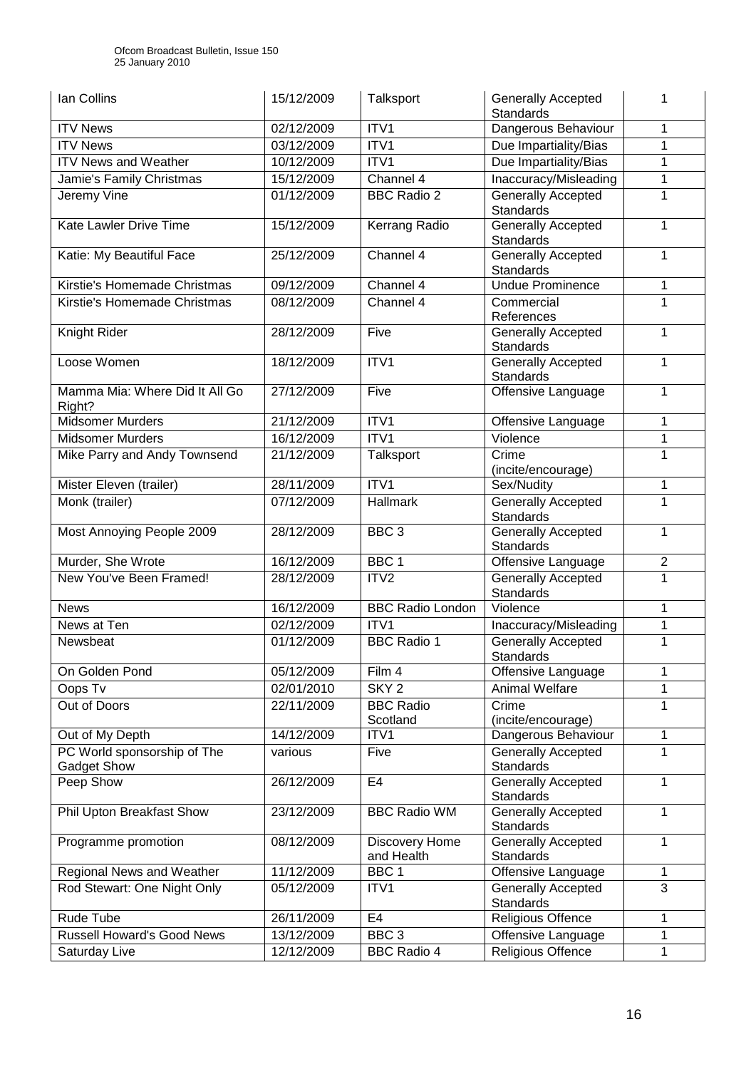| Ian Collins | 15/12/2009 | Talksport | Generally Accepted Standards | 1 |
|---|---|---|---|---|
| ITV News | 02/12/2009 | ITV1 | Dangerous Behaviour | 1 |
| ITV News | 03/12/2009 | ITV1 | Due Impartiality/Bias | 1 |
| ITV News and Weather | 10/12/2009 | ITV1 | Due Impartiality/Bias | 1 |
| Jamie's Family Christmas | 15/12/2009 | Channel 4 | Inaccuracy/Misleading | 1 |
| Jeremy Vine | 01/12/2009 | BBC Radio 2 | Generally Accepted Standards | 1 |
| Kate Lawler Drive Time | 15/12/2009 | Kerrang Radio | Generally Accepted Standards | 1 |
| Katie: My Beautiful Face | 25/12/2009 | Channel 4 | Generally Accepted Standards | 1 |
| Kirstie's Homemade Christmas | 09/12/2009 | Channel 4 | Undue Prominence | 1 |
| Kirstie's Homemade Christmas | 08/12/2009 | Channel 4 | Commercial References | 1 |
| Knight Rider | 28/12/2009 | Five | Generally Accepted Standards | 1 |
| Loose Women | 18/12/2009 | ITV1 | Generally Accepted Standards | 1 |
| Mamma Mia: Where Did It All Go Right? | 27/12/2009 | Five | Offensive Language | 1 |
| Midsomer Murders | 21/12/2009 | ITV1 | Offensive Language | 1 |
| Midsomer Murders | 16/12/2009 | ITV1 | Violence | 1 |
| Mike Parry and Andy Townsend | 21/12/2009 | Talksport | Crime (incite/encourage) | 1 |
| Mister Eleven (trailer) | 28/11/2009 | ITV1 | Sex/Nudity | 1 |
| Monk (trailer) | 07/12/2009 | Hallmark | Generally Accepted Standards | 1 |
| Most Annoying People 2009 | 28/12/2009 | BBC 3 | Generally Accepted Standards | 1 |
| Murder, She Wrote | 16/12/2009 | BBC 1 | Offensive Language | 2 |
| New You've Been Framed! | 28/12/2009 | ITV2 | Generally Accepted Standards | 1 |
| News | 16/12/2009 | BBC Radio London | Violence | 1 |
| News at Ten | 02/12/2009 | ITV1 | Inaccuracy/Misleading | 1 |
| Newsbeat | 01/12/2009 | BBC Radio 1 | Generally Accepted Standards | 1 |
| On Golden Pond | 05/12/2009 | Film 4 | Offensive Language | 1 |
| Oops Tv | 02/01/2010 | SKY 2 | Animal Welfare | 1 |
| Out of Doors | 22/11/2009 | BBC Radio Scotland | Crime (incite/encourage) | 1 |
| Out of My Depth | 14/12/2009 | ITV1 | Dangerous Behaviour | 1 |
| PC World sponsorship of The Gadget Show | various | Five | Generally Accepted Standards | 1 |
| Peep Show | 26/12/2009 | E4 | Generally Accepted Standards | 1 |
| Phil Upton Breakfast Show | 23/12/2009 | BBC Radio WM | Generally Accepted Standards | 1 |
| Programme promotion | 08/12/2009 | Discovery Home and Health | Generally Accepted Standards | 1 |
| Regional News and Weather | 11/12/2009 | BBC 1 | Offensive Language | 1 |
| Rod Stewart: One Night Only | 05/12/2009 | ITV1 | Generally Accepted Standards | 3 |
| Rude Tube | 26/11/2009 | E4 | Religious Offence | 1 |
| Russell Howard's Good News | 13/12/2009 | BBC 3 | Offensive Language | 1 |
| Saturday Live | 12/12/2009 | BBC Radio 4 | Religious Offence | 1 |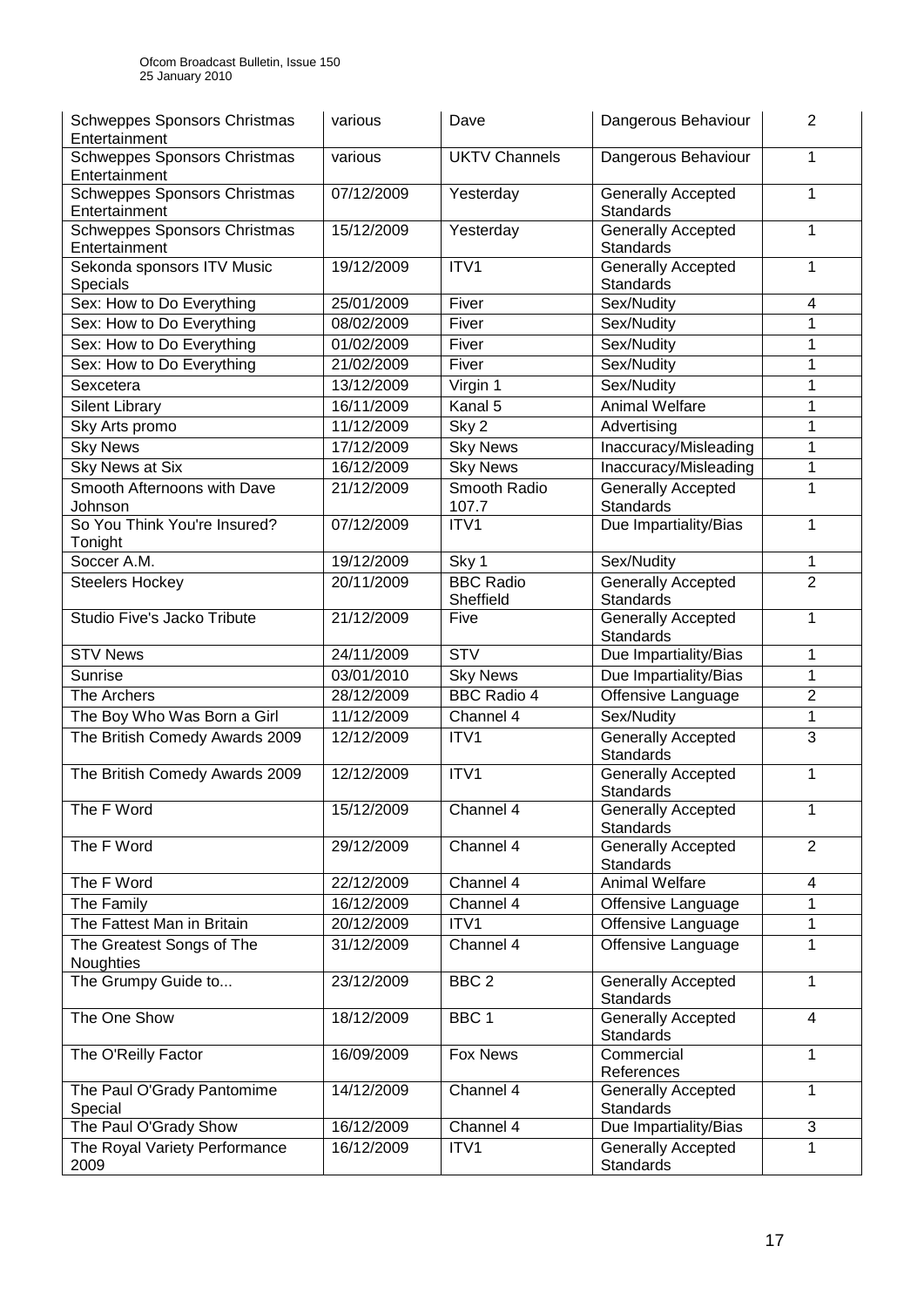| | | | | |
|---|---|---|---|---|
| Schweppes Sponsors Christmas Entertainment | various | Dave | Dangerous Behaviour | 2 |
| Schweppes Sponsors Christmas Entertainment | various | UKTV Channels | Dangerous Behaviour | 1 |
| Schweppes Sponsors Christmas Entertainment | 07/12/2009 | Yesterday | Generally Accepted Standards | 1 |
| Schweppes Sponsors Christmas Entertainment | 15/12/2009 | Yesterday | Generally Accepted Standards | 1 |
| Sekonda sponsors ITV Music Specials | 19/12/2009 | ITV1 | Generally Accepted Standards | 1 |
| Sex: How to Do Everything | 25/01/2009 | Fiver | Sex/Nudity | 4 |
| Sex: How to Do Everything | 08/02/2009 | Fiver | Sex/Nudity | 1 |
| Sex: How to Do Everything | 01/02/2009 | Fiver | Sex/Nudity | 1 |
| Sex: How to Do Everything | 21/02/2009 | Fiver | Sex/Nudity | 1 |
| Sexcetera | 13/12/2009 | Virgin 1 | Sex/Nudity | 1 |
| Silent Library | 16/11/2009 | Kanal 5 | Animal Welfare | 1 |
| Sky Arts promo | 11/12/2009 | Sky 2 | Advertising | 1 |
| Sky News | 17/12/2009 | Sky News | Inaccuracy/Misleading | 1 |
| Sky News at Six | 16/12/2009 | Sky News | Inaccuracy/Misleading | 1 |
| Smooth Afternoons with Dave Johnson | 21/12/2009 | Smooth Radio 107.7 | Generally Accepted Standards | 1 |
| So You Think You're Insured? Tonight | 07/12/2009 | ITV1 | Due Impartiality/Bias | 1 |
| Soccer A.M. | 19/12/2009 | Sky 1 | Sex/Nudity | 1 |
| Steelers Hockey | 20/11/2009 | BBC Radio Sheffield | Generally Accepted Standards | 2 |
| Studio Five's Jacko Tribute | 21/12/2009 | Five | Generally Accepted Standards | 1 |
| STV News | 24/11/2009 | STV | Due Impartiality/Bias | 1 |
| Sunrise | 03/01/2010 | Sky News | Due Impartiality/Bias | 1 |
| The Archers | 28/12/2009 | BBC Radio 4 | Offensive Language | 2 |
| The Boy Who Was Born a Girl | 11/12/2009 | Channel 4 | Sex/Nudity | 1 |
| The British Comedy Awards 2009 | 12/12/2009 | ITV1 | Generally Accepted Standards | 3 |
| The British Comedy Awards 2009 | 12/12/2009 | ITV1 | Generally Accepted Standards | 1 |
| The F Word | 15/12/2009 | Channel 4 | Generally Accepted Standards | 1 |
| The F Word | 29/12/2009 | Channel 4 | Generally Accepted Standards | 2 |
| The F Word | 22/12/2009 | Channel 4 | Animal Welfare | 4 |
| The Family | 16/12/2009 | Channel 4 | Offensive Language | 1 |
| The Fattest Man in Britain | 20/12/2009 | ITV1 | Offensive Language | 1 |
| The Greatest Songs of The Noughties | 31/12/2009 | Channel 4 | Offensive Language | 1 |
| The Grumpy Guide to... | 23/12/2009 | BBC 2 | Generally Accepted Standards | 1 |
| The One Show | 18/12/2009 | BBC 1 | Generally Accepted Standards | 4 |
| The O'Reilly Factor | 16/09/2009 | Fox News | Commercial References | 1 |
| The Paul O'Grady Pantomime Special | 14/12/2009 | Channel 4 | Generally Accepted Standards | 1 |
| The Paul O'Grady Show | 16/12/2009 | Channel 4 | Due Impartiality/Bias | 3 |
| The Royal Variety Performance 2009 | 16/12/2009 | ITV1 | Generally Accepted Standards | 1 |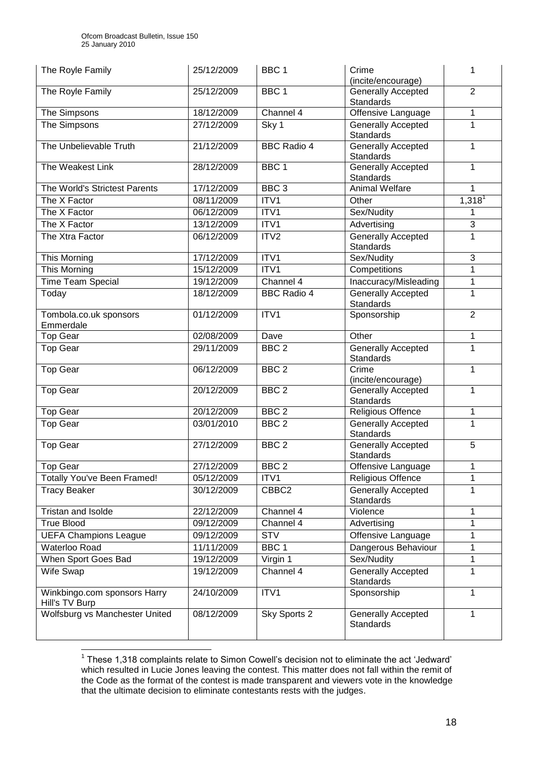| The Royle Family | 25/12/2009 | BBC 1 | Crime (incite/encourage) | 1 |
| --- | --- | --- | --- | --- |
| The Royle Family | 25/12/2009 | BBC 1 | Generally Accepted Standards | 2 |
| The Simpsons | 18/12/2009 | Channel 4 | Offensive Language | 1 |
| The Simpsons | 27/12/2009 | Sky 1 | Generally Accepted Standards | 1 |
| The Unbelievable Truth | 21/12/2009 | BBC Radio 4 | Generally Accepted Standards | 1 |
| The Weakest Link | 28/12/2009 | BBC 1 | Generally Accepted Standards | 1 |
| The World's Strictest Parents | 17/12/2009 | BBC 3 | Animal Welfare | 1 |
| The X Factor | 08/11/2009 | ITV1 | Other | 1,318[1] |
| The X Factor | 06/12/2009 | ITV1 | Sex/Nudity | 1 |
| The X Factor | 13/12/2009 | ITV1 | Advertising | 3 |
| The Xtra Factor | 06/12/2009 | ITV2 | Generally Accepted Standards | 1 |
| This Morning | 17/12/2009 | ITV1 | Sex/Nudity | 3 |
| This Morning | 15/12/2009 | ITV1 | Competitions | 1 |
| Time Team Special | 19/12/2009 | Channel 4 | Inaccuracy/Misleading | 1 |
| Today | 18/12/2009 | BBC Radio 4 | Generally Accepted Standards | 1 |
| Tombola.co.uk sponsors Emmerdale | 01/12/2009 | ITV1 | Sponsorship | 2 |
| Top Gear | 02/08/2009 | Dave | Other | 1 |
| Top Gear | 29/11/2009 | BBC 2 | Generally Accepted Standards | 1 |
| Top Gear | 06/12/2009 | BBC 2 | Crime (incite/encourage) | 1 |
| Top Gear | 20/12/2009 | BBC 2 | Generally Accepted Standards | 1 |
| Top Gear | 20/12/2009 | BBC 2 | Religious Offence | 1 |
| Top Gear | 03/01/2010 | BBC 2 | Generally Accepted Standards | 1 |
| Top Gear | 27/12/2009 | BBC 2 | Generally Accepted Standards | 5 |
| Top Gear | 27/12/2009 | BBC 2 | Offensive Language | 1 |
| Totally You've Been Framed! | 05/12/2009 | ITV1 | Religious Offence | 1 |
| Tracy Beaker | 30/12/2009 | CBBC2 | Generally Accepted Standards | 1 |
| Tristan and Isolde | 22/12/2009 | Channel 4 | Violence | 1 |
| True Blood | 09/12/2009 | Channel 4 | Advertising | 1 |
| UEFA Champions League | 09/12/2009 | STV | Offensive Language | 1 |
| Waterloo Road | 11/11/2009 | BBC 1 | Dangerous Behaviour | 1 |
| When Sport Goes Bad | 19/12/2009 | Virgin 1 | Sex/Nudity | 1 |
| Wife Swap | 19/12/2009 | Channel 4 | Generally Accepted Standards | 1 |
| Winkbingo.com sponsors Harry Hill's TV Burp | 24/10/2009 | ITV1 | Sponsorship | 1 |
| Wolfsburg vs Manchester United | 08/12/2009 | Sky Sports 2 | Generally Accepted Standards | 1 |

[1] These 1,318 complaints relate to Simon Cowell's decision not to eliminate the act 'Jedward' which resulted in Lucie Jones leaving the contest. This matter does not fall within the remit of the Code as the format of the contest is made transparent and viewers vote in the knowledge that the ultimate decision to eliminate contestants rests with the judges.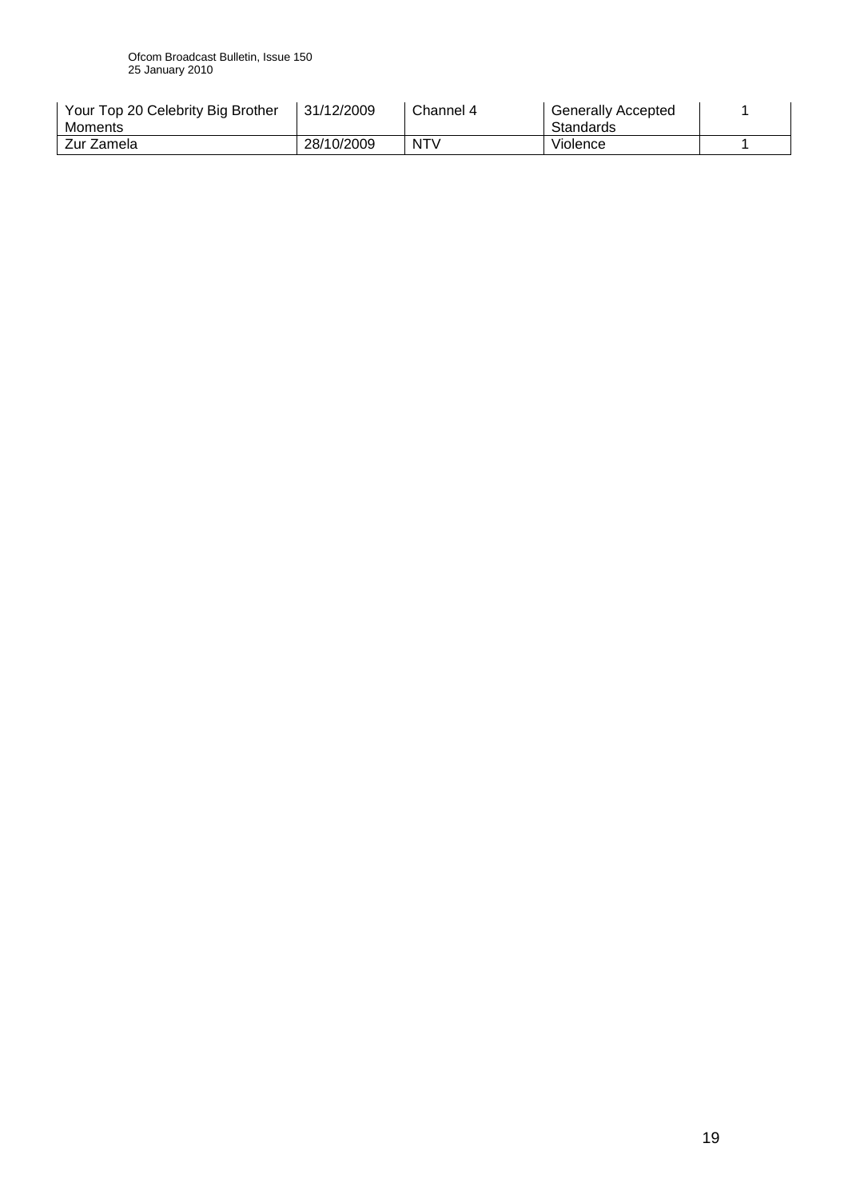| | | | | |
|---|---|---|---|---|
| Your Top 20 Celebrity Big Brother Moments | 31/12/2009 | Channel 4 | Generally Accepted Standards | 1 |
| Zur Zamela | 28/10/2009 | NTV | Violence | 1 |